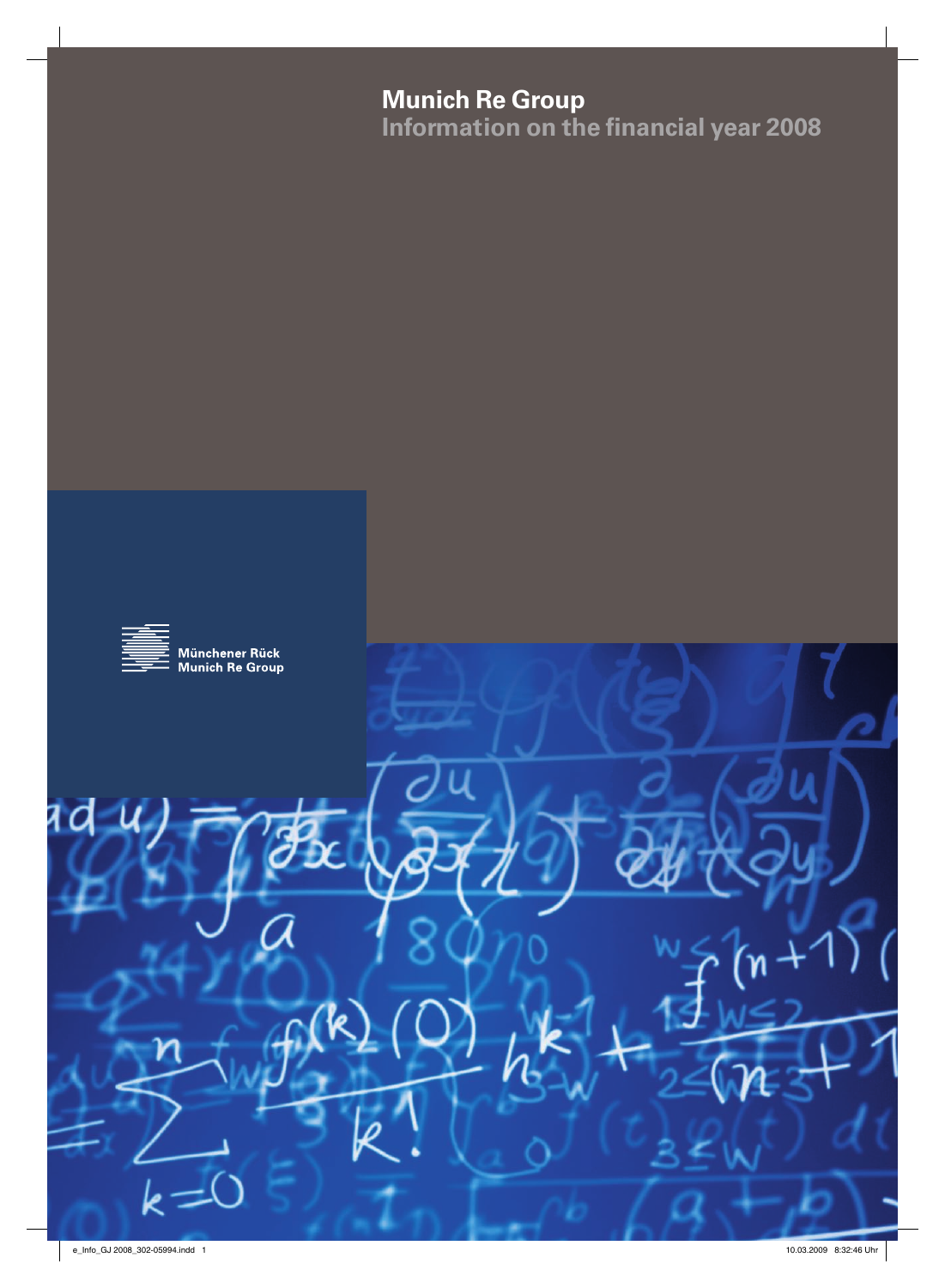# Munich Re Group

## Information on the financial year 2008

Münchener Rück
Munich Re Group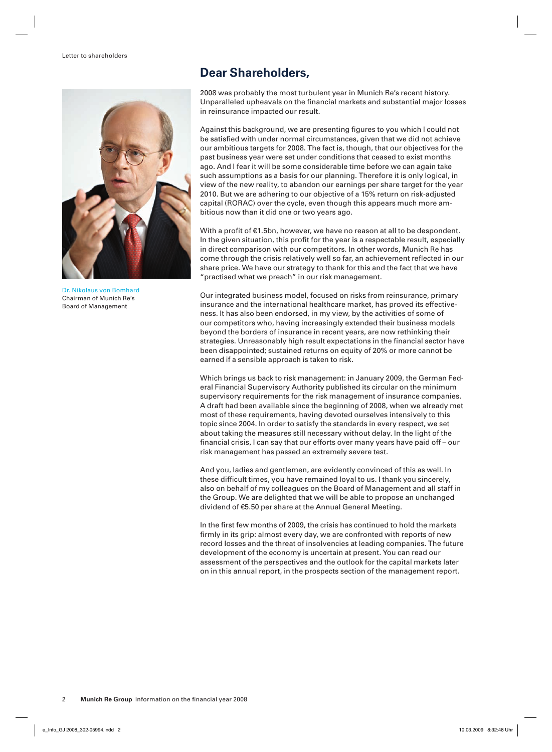# Dear Shareholders,

Dr. Nikolaus von Bomhard
Chairman of Munich Re's
Board of Management

2008 was probably the most turbulent year in Munich Re's recent history. Unparalleled upheavals on the financial markets and substantial major losses in reinsurance impacted our result.

Against this background, we are presenting figures to you which I could not be satisfied with under normal circumstances, given that we did not achieve our ambitious targets for 2008. The fact is, though, that our objectives for the past business year were set under conditions that ceased to exist months ago. And I fear it will be some considerable time before we can again take such assumptions as a basis for our planning. Therefore it is only logical, in view of the new reality, to abandon our earnings per share target for the year 2010. But we are adhering to our objective of a 15% return on risk-adjusted capital (RORAC) over the cycle, even though this appears much more ambitious now than it did one or two years ago.

With a profit of €1.5bn, however, we have no reason at all to be despondent. In the given situation, this profit for the year is a respectable result, especially in direct comparison with our competitors. In other words, Munich Re has come through the crisis relatively well so far, an achievement reflected in our share price. We have our strategy to thank for this and the fact that we have "practised what we preach" in our risk management.

Our integrated business model, focused on risks from reinsurance, primary insurance and the international healthcare market, has proved its effectiveness. It has also been endorsed, in my view, by the activities of some of our competitors who, having increasingly extended their business models beyond the borders of insurance in recent years, are now rethinking their strategies. Unreasonably high result expectations in the financial sector have been disappointed; sustained returns on equity of 20% or more cannot be earned if a sensible approach is taken to risk.

Which brings us back to risk management: in January 2009, the German Federal Financial Supervisory Authority published its circular on the minimum supervisory requirements for the risk management of insurance companies. A draft had been available since the beginning of 2008, when we already met most of these requirements, having devoted ourselves intensively to this topic since 2004. In order to satisfy the standards in every respect, we set about taking the measures still necessary without delay. In the light of the financial crisis, I can say that our efforts over many years have paid off – our risk management has passed an extremely severe test.

And you, ladies and gentlemen, are evidently convinced of this as well. In these difficult times, you have remained loyal to us. I thank you sincerely, also on behalf of my colleagues on the Board of Management and all staff in the Group. We are delighted that we will be able to propose an unchanged dividend of €5.50 per share at the Annual General Meeting.

In the first few months of 2009, the crisis has continued to hold the markets firmly in its grip: almost every day, we are confronted with reports of new record losses and the threat of insolvencies at leading companies. The future development of the economy is uncertain at present. You can read our assessment of the perspectives and the outlook for the capital markets later on in this annual report, in the prospects section of the management report.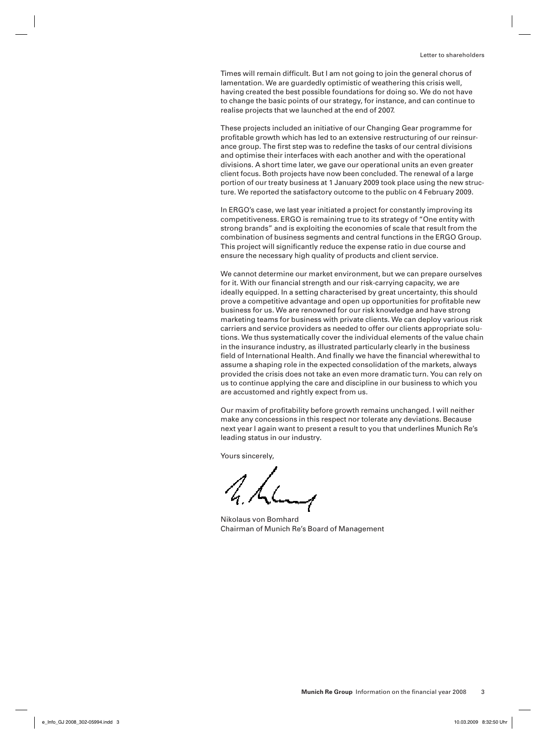Times will remain difficult. But I am not going to join the general chorus of lamentation. We are guardedly optimistic of weathering this crisis well, having created the best possible foundations for doing so. We do not have to change the basic points of our strategy, for instance, and can continue to realise projects that we launched at the end of 2007.

These projects included an initiative of our Changing Gear programme for profitable growth which has led to an extensive restructuring of our reinsurance group. The first step was to redefine the tasks of our central divisions and optimise their interfaces with each another and with the operational divisions. A short time later, we gave our operational units an even greater client focus. Both projects have now been concluded. The renewal of a large portion of our treaty business at 1 January 2009 took place using the new structure. We reported the satisfactory outcome to the public on 4 February 2009.

In ERGO's case, we last year initiated a project for constantly improving its competitiveness. ERGO is remaining true to its strategy of "One entity with strong brands" and is exploiting the economies of scale that result from the combination of business segments and central functions in the ERGO Group. This project will significantly reduce the expense ratio in due course and ensure the necessary high quality of products and client service.

We cannot determine our market environment, but we can prepare ourselves for it. With our financial strength and our risk-carrying capacity, we are ideally equipped. In a setting characterised by great uncertainty, this should prove a competitive advantage and open up opportunities for profitable new business for us. We are renowned for our risk knowledge and have strong marketing teams for business with private clients. We can deploy various risk carriers and service providers as needed to offer our clients appropriate solutions. We thus systematically cover the individual elements of the value chain in the insurance industry, as illustrated particularly clearly in the business field of International Health. And finally we have the financial wherewithal to assume a shaping role in the expected consolidation of the markets, always provided the crisis does not take an even more dramatic turn. You can rely on us to continue applying the care and discipline in our business to which you are accustomed and rightly expect from us.

Our maxim of profitability before growth remains unchanged. I will neither make any concessions in this respect nor tolerate any deviations. Because next year I again want to present a result to you that underlines Munich Re's leading status in our industry.

Yours sincerely,

Nikolaus von Bomhard
Chairman of Munich Re's Board of Management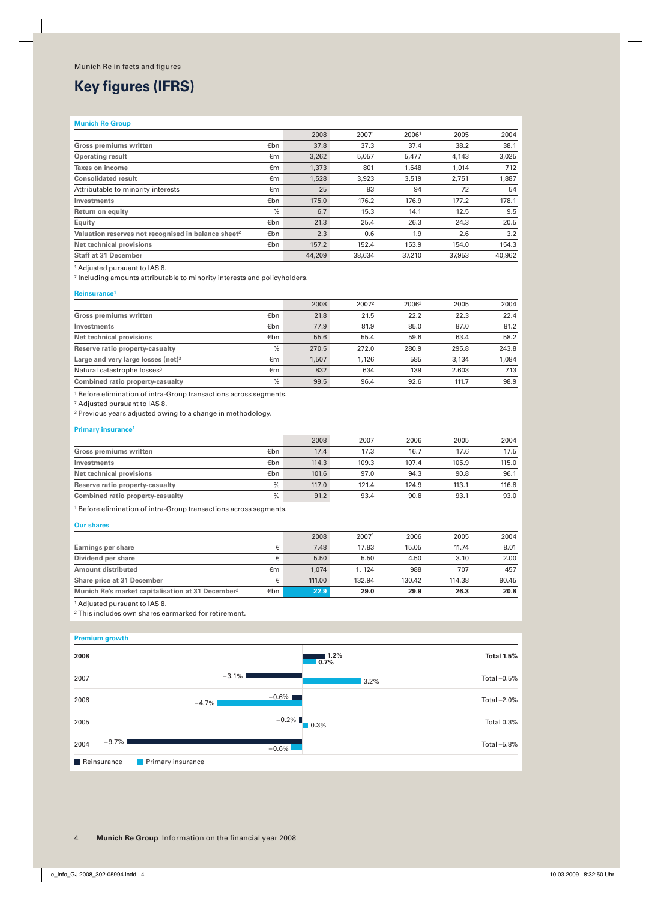Munich Re in facts and figures

# Key figures (IFRS)

### Munich Re Group

| | | 2008 | 2007[1] | 2006[1] | 2005 | 2004 |
|---|---|---|---|---|---|---|
| **Gross premiums written** | €bn | 37.8 | 37.3 | 37.4 | 38.2 | 38.1 |
| **Operating result** | €m | 3,262 | 5,057 | 5,477 | 4,143 | 3,025 |
| **Taxes on income** | €m | 1,373 | 801 | 1,648 | 1,014 | 712 |
| **Consolidated result** | €m | 1,528 | 3,923 | 3,519 | 2,751 | 1,887 |
| Attributable to minority interests | €m | 25 | 83 | 94 | 72 | 54 |
| **Investments** | €bn | 175.0 | 176.2 | 176.9 | 177.2 | 178.1 |
| **Return on equity** | % | 6.7 | 15.3 | 14.1 | 12.5 | 9.5 |
| **Equity** | €bn | 21.3 | 25.4 | 26.3 | 24.3 | 20.5 |
| **Valuation reserves not recognised in balance sheet[2]** | €bn | 2.3 | 0.6 | 1.9 | 2.6 | 3.2 |
| **Net technical provisions** | €bn | 157.2 | 152.4 | 153.9 | 154.0 | 154.3 |
| **Staff at 31 December** | | 44,209 | 38,634 | 37,210 | 37,953 | 40,962 |

[1] Adjusted pursuant to IAS 8.
[2] Including amounts attributable to minority interests and policyholders.

### Reinsurance[1]

| | | 2008 | 2007[2] | 2006[2] | 2005 | 2004 |
|---|---|---|---|---|---|---|
| **Gross premiums written** | €bn | 21.8 | 21.5 | 22.2 | 22.3 | 22.4 |
| **Investments** | €bn | 77.9 | 81.9 | 85.0 | 87.0 | 81.2 |
| **Net technical provisions** | €bn | 55.6 | 55.4 | 59.6 | 63.4 | 58.2 |
| **Reserve ratio property-casualty** | % | 270.5 | 272.0 | 280.9 | 295.8 | 243.8 |
| **Large and very large losses (net)[3]** | €m | 1,507 | 1,126 | 585 | 3,134 | 1,084 |
| Natural catastrophe losses[3] | €m | 832 | 634 | 139 | 2.603 | 713 |
| **Combined ratio property-casualty** | % | 99.5 | 96.4 | 92.6 | 111.7 | 98.9 |

[1] Before elimination of intra-Group transactions across segments.
[2] Adjusted pursuant to IAS 8.
[3] Previous years adjusted owing to a change in methodology.

### Primary insurance[1]

| | | 2008 | 2007 | 2006 | 2005 | 2004 |
|---|---|---|---|---|---|---|
| **Gross premiums written** | €bn | 17.4 | 17.3 | 16.7 | 17.6 | 17.5 |
| **Investments** | €bn | 114.3 | 109.3 | 107.4 | 105.9 | 115.0 |
| **Net technical provisions** | €bn | 101.6 | 97.0 | 94.3 | 90.8 | 96.1 |
| **Reserve ratio property-casualty** | % | 117.0 | 121.4 | 124.9 | 113.1 | 116.8 |
| **Combined ratio property-casualty** | % | 91.2 | 93.4 | 90.8 | 93.1 | 93.0 |

[1] Before elimination of intra-Group transactions across segments.

### Our shares

| | | 2008 | 2007[1] | 2006 | 2005 | 2004 |
|---|---|---|---|---|---|---|
| **Earnings per share** | € | 7.48 | 17.83 | 15.05 | 11.74 | 8.01 |
| **Dividend per share** | € | 5.50 | 5.50 | 4.50 | 3.10 | 2.00 |
| **Amount distributed** | €m | 1,074 | 1, 124 | 988 | 707 | 457 |
| **Share price at 31 December** | € | 111.00 | 132.94 | 130.42 | 114.38 | 90.45 |
| **Munich Re's market capitalisation at 31 December[2]** | €bn | **22.9** | **29.0** | **29.9** | **26.3** | **20.8** |

[1] Adjusted pursuant to IAS 8.
[2] This includes own shares earmarked for retirement.

### Premium growth

**2008** 1.2% 0.7% **Total 1.5%**

2007 −3.1% 3.2% Total −0.5%

2006 −0.6% −4.7% Total −2.0%

2005 −0.2% 0.3% Total 0.3%

2004 −9.7% −0.6% Total −5.8%

Reinsurance
Primary insurance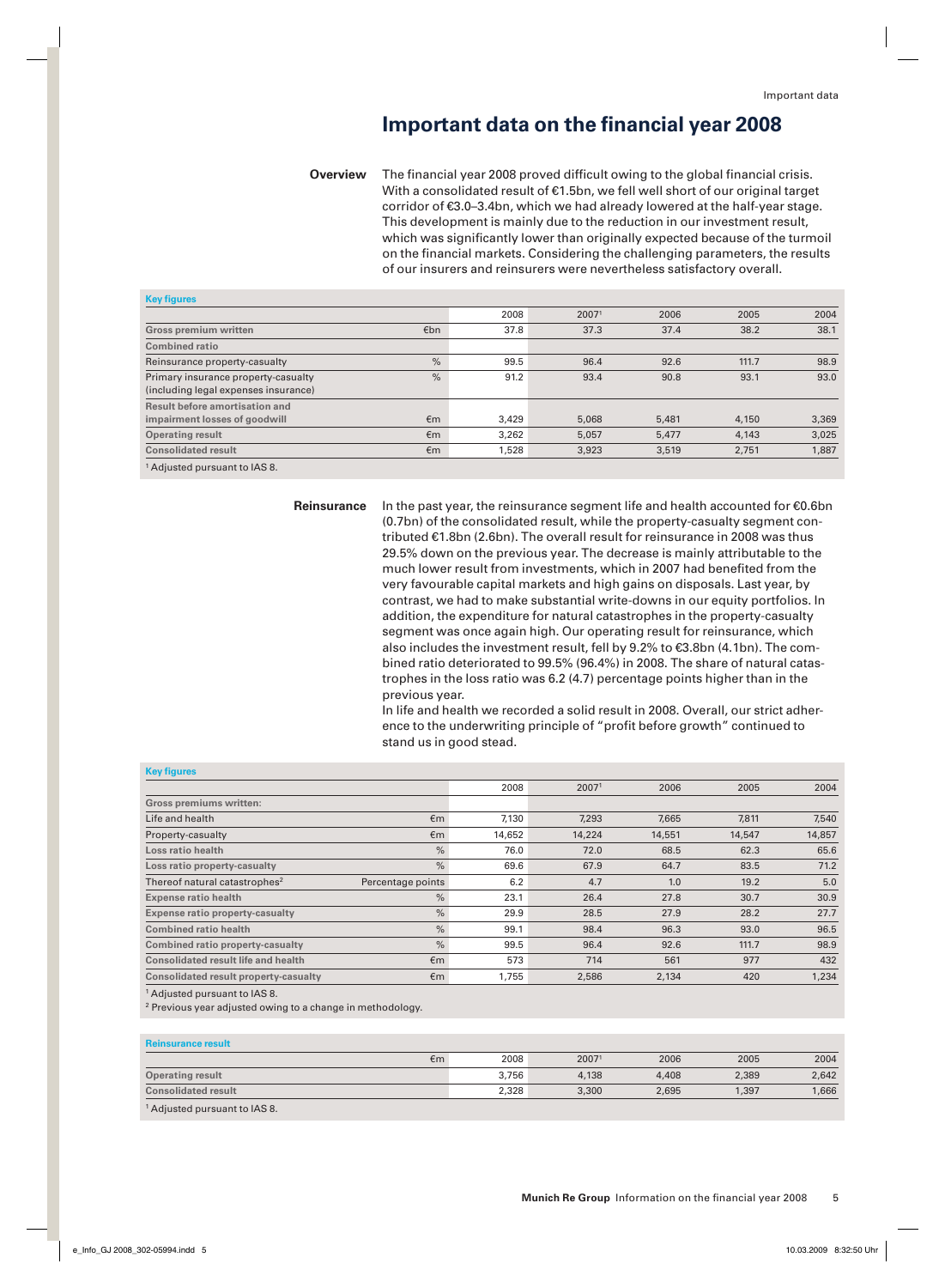# Important data on the financial year 2008

**Overview** The financial year 2008 proved difficult owing to the global financial crisis. With a consolidated result of €1.5bn, we fell well short of our original target corridor of €3.0–3.4bn, which we had already lowered at the half-year stage. This development is mainly due to the reduction in our investment result, which was significantly lower than originally expected because of the turmoil on the financial markets. Considering the challenging parameters, the results of our insurers and reinsurers were nevertheless satisfactory overall.

**Key figures**

| | | 2008 | 2007[1] | 2006 | 2005 | 2004 |
|---|---|---|---|---|---|---|
| **Gross premium written** | €bn | 37.8 | 37.3 | 37.4 | 38.2 | 38.1 |
| **Combined ratio** | | | | | | |
| Reinsurance property-casualty | % | 99.5 | 96.4 | 92.6 | 111.7 | 98.9 |
| Primary insurance property-casualty (including legal expenses insurance) | % | 91.2 | 93.4 | 90.8 | 93.1 | 93.0 |
| **Result before amortisation and impairment losses of goodwill** | €m | 3,429 | 5,068 | 5,481 | 4,150 | 3,369 |
| **Operating result** | €m | 3,262 | 5,057 | 5,477 | 4,143 | 3,025 |
| **Consolidated result** | €m | 1,528 | 3,923 | 3,519 | 2,751 | 1,887 |

[1] Adjusted pursuant to IAS 8.

**Reinsurance** In the past year, the reinsurance segment life and health accounted for €0.6bn (0.7bn) of the consolidated result, while the property-casualty segment contributed €1.8bn (2.6bn). The overall result for reinsurance in 2008 was thus 29.5% down on the previous year. The decrease is mainly attributable to the much lower result from investments, which in 2007 had benefited from the very favourable capital markets and high gains on disposals. Last year, by contrast, we had to make substantial write-downs in our equity portfolios. In addition, the expenditure for natural catastrophes in the property-casualty segment was once again high. Our operating result for reinsurance, which also includes the investment result, fell by 9.2% to €3.8bn (4.1bn). The combined ratio deteriorated to 99.5% (96.4%) in 2008. The share of natural catastrophes in the loss ratio was 6.2 (4.7) percentage points higher than in the previous year.

In life and health we recorded a solid result in 2008. Overall, our strict adherence to the underwriting principle of "profit before growth" continued to stand us in good stead.

**Key figures**

| | | 2008 | 2007[1] | 2006 | 2005 | 2004 |
|---|---|---|---|---|---|---|
| **Gross premiums written:** | | | | | | |
| Life and health | €m | 7,130 | 7,293 | 7,665 | 7,811 | 7,540 |
| Property-casualty | €m | 14,652 | 14,224 | 14,551 | 14,547 | 14,857 |
| **Loss ratio health** | % | 76.0 | 72.0 | 68.5 | 62.3 | 65.6 |
| **Loss ratio property-casualty** | % | 69.6 | 67.9 | 64.7 | 83.5 | 71.2 |
| Thereof natural catastrophes[2] | Percentage points | 6.2 | 4.7 | 1.0 | 19.2 | 5.0 |
| **Expense ratio health** | % | 23.1 | 26.4 | 27.8 | 30.7 | 30.9 |
| **Expense ratio property-casualty** | % | 29.9 | 28.5 | 27.9 | 28.2 | 27.7 |
| **Combined ratio health** | % | 99.1 | 98.4 | 96.3 | 93.0 | 96.5 |
| **Combined ratio property-casualty** | % | 99.5 | 96.4 | 92.6 | 111.7 | 98.9 |
| **Consolidated result life and health** | €m | 573 | 714 | 561 | 977 | 432 |
| **Consolidated result property-casualty** | €m | 1,755 | 2,586 | 2,134 | 420 | 1,234 |

[1] Adjusted pursuant to IAS 8.

[2] Previous year adjusted owing to a change in methodology.

**Reinsurance result**

| | €m | 2008 | 2007[1] | 2006 | 2005 | 2004 |
|---|---|---|---|---|---|---|
| **Operating result** | | 3,756 | 4,138 | 4,408 | 2,389 | 2,642 |
| **Consolidated result** | | 2,328 | 3,300 | 2,695 | 1,397 | 1,666 |

[1] Adjusted pursuant to IAS 8.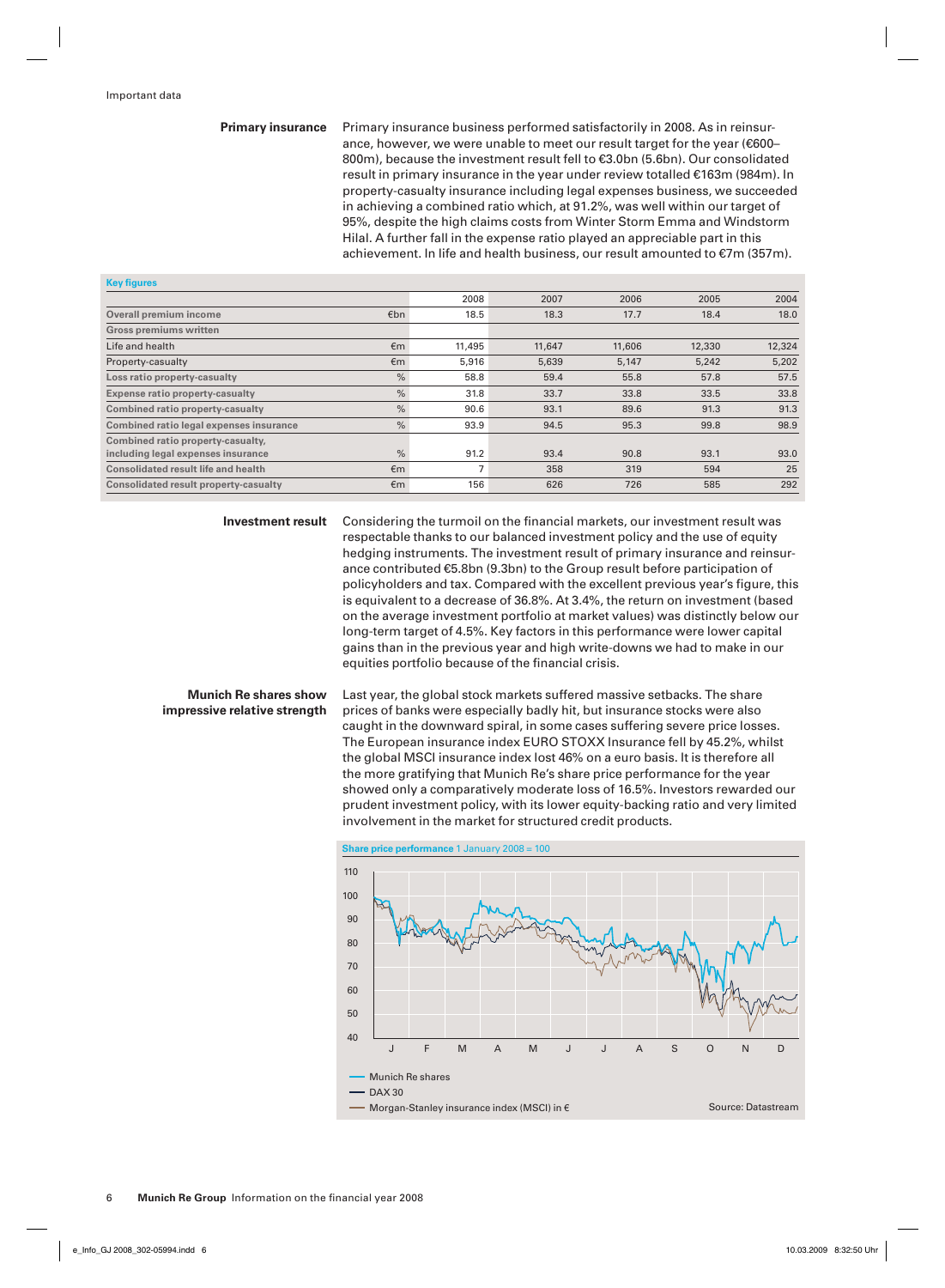Important data

**Primary insurance**

Primary insurance business performed satisfactorily in 2008. As in reinsurance, however, we were unable to meet our result target for the year (€600–800m), because the investment result fell to €3.0bn (5.6bn). Our consolidated result in primary insurance in the year under review totalled €163m (984m). In property-casualty insurance including legal expenses business, we succeeded in achieving a combined ratio which, at 91.2%, was well within our target of 95%, despite the high claims costs from Winter Storm Emma and Windstorm Hilal. A further fall in the expense ratio played an appreciable part in this achievement. In life and health business, our result amounted to €7m (357m).

**Key figures**

| | | 2008 | 2007 | 2006 | 2005 | 2004 |
|---|---|---|---|---|---|---|
| Overall premium income | €bn | 18.5 | 18.3 | 17.7 | 18.4 | 18.0 |
| Gross premiums written | | | | | | |
| Life and health | €m | 11,495 | 11,647 | 11,606 | 12,330 | 12,324 |
| Property-casualty | €m | 5,916 | 5,639 | 5,147 | 5,242 | 5,202 |
| Loss ratio property-casualty | % | 58.8 | 59.4 | 55.8 | 57.8 | 57.5 |
| Expense ratio property-casualty | % | 31.8 | 33.7 | 33.8 | 33.5 | 33.8 |
| Combined ratio property-casualty | % | 90.6 | 93.1 | 89.6 | 91.3 | 91.3 |
| Combined ratio legal expenses insurance | % | 93.9 | 94.5 | 95.3 | 99.8 | 98.9 |
| Combined ratio property-casualty, including legal expenses insurance | % | 91.2 | 93.4 | 90.8 | 93.1 | 93.0 |
| Consolidated result life and health | €m | 7 | 358 | 319 | 594 | 25 |
| Consolidated result property-casualty | €m | 156 | 626 | 726 | 585 | 292 |

**Investment result**

Considering the turmoil on the financial markets, our investment result was respectable thanks to our balanced investment policy and the use of equity hedging instruments. The investment result of primary insurance and reinsurance contributed €5.8bn (9.3bn) to the Group result before participation of policyholders and tax. Compared with the excellent previous year's figure, this is equivalent to a decrease of 36.8%. At 3.4%, the return on investment (based on the average investment portfolio at market values) was distinctly below our long-term target of 4.5%. Key factors in this performance were lower capital gains than in the previous year and high write-downs we had to make in our equities portfolio because of the financial crisis.

**Munich Re shares show impressive relative strength**

Last year, the global stock markets suffered massive setbacks. The share prices of banks were especially badly hit, but insurance stocks were also caught in the downward spiral, in some cases suffering severe price losses. The European insurance index EURO STOXX Insurance fell by 45.2%, whilst the global MSCI insurance index lost 46% on a euro basis. It is therefore all the more gratifying that Munich Re's share price performance for the year showed only a comparatively moderate loss of 16.5%. Investors rewarded our prudent investment policy, with its lower equity-backing ratio and very limited involvement in the market for structured credit products.

**Share price performance** 1 January 2008 = 100

110
100
90
80
70
60
50
40

J F M A M J J A S O N D

Munich Re shares
DAX 30
Morgan-Stanley insurance index (MSCI) in €

Source: Datastream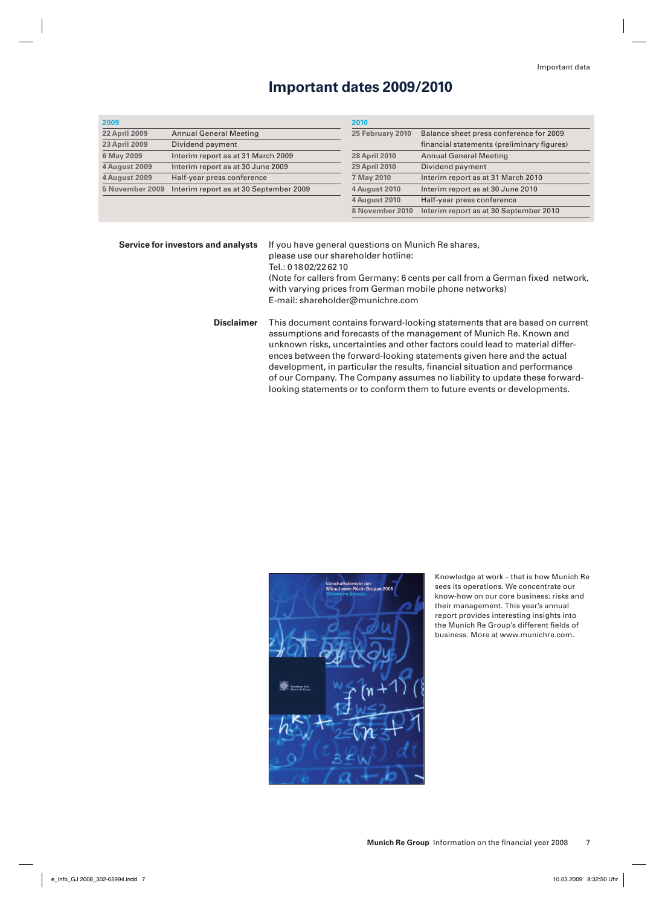# Important dates 2009/2010

| 2009 | |
|---|---|
| 22 April 2009 | Annual General Meeting |
| 23 April 2009 | Dividend payment |
| 6 May 2009 | Interim report as at 31 March 2009 |
| 4 August 2009 | Interim report as at 30 June 2009 |
| 4 August 2009 | Half-year press conference |
| 5 November 2009 | Interim report as at 30 September 2009 |

| 2010 | |
|---|---|
| 25 February 2010 | Balance sheet press conference for 2009 financial statements (preliminary figures) |
| 28 April 2010 | Annual General Meeting |
| 29 April 2010 | Dividend payment |
| 7 May 2010 | Interim report as at 31 March 2010 |
| 4 August 2010 | Interim report as at 30 June 2010 |
| 4 August 2010 | Half-year press conference |
| 8 November 2010 | Interim report as at 30 September 2010 |

**Service for investors and analysts**

If you have general questions on Munich Re shares, please use our shareholder hotline:
Tel.: 0 18 02/22 62 10
(Note for callers from Germany: 6 cents per call from a German fixed network, with varying prices from German mobile phone networks)
E-mail: shareholder@munichre.com

**Disclaimer**

This document contains forward-looking statements that are based on current assumptions and forecasts of the management of Munich Re. Known and unknown risks, uncertainties and other factors could lead to material differences between the forward-looking statements given here and the actual development, in particular the results, financial situation and performance of our Company. The Company assumes no liability to update these forward-looking statements or to conform them to future events or developments.

Geschäftsbericht der Münchener-Rück-Gruppe 2008
Wissen im Einsatz

Knowledge at work – that is how Munich Re sees its operations. We concentrate our know-how on our core business: risks and their management. This year's annual report provides interesting insights into the Munich Re Group's different fields of business. More at www.munichre.com.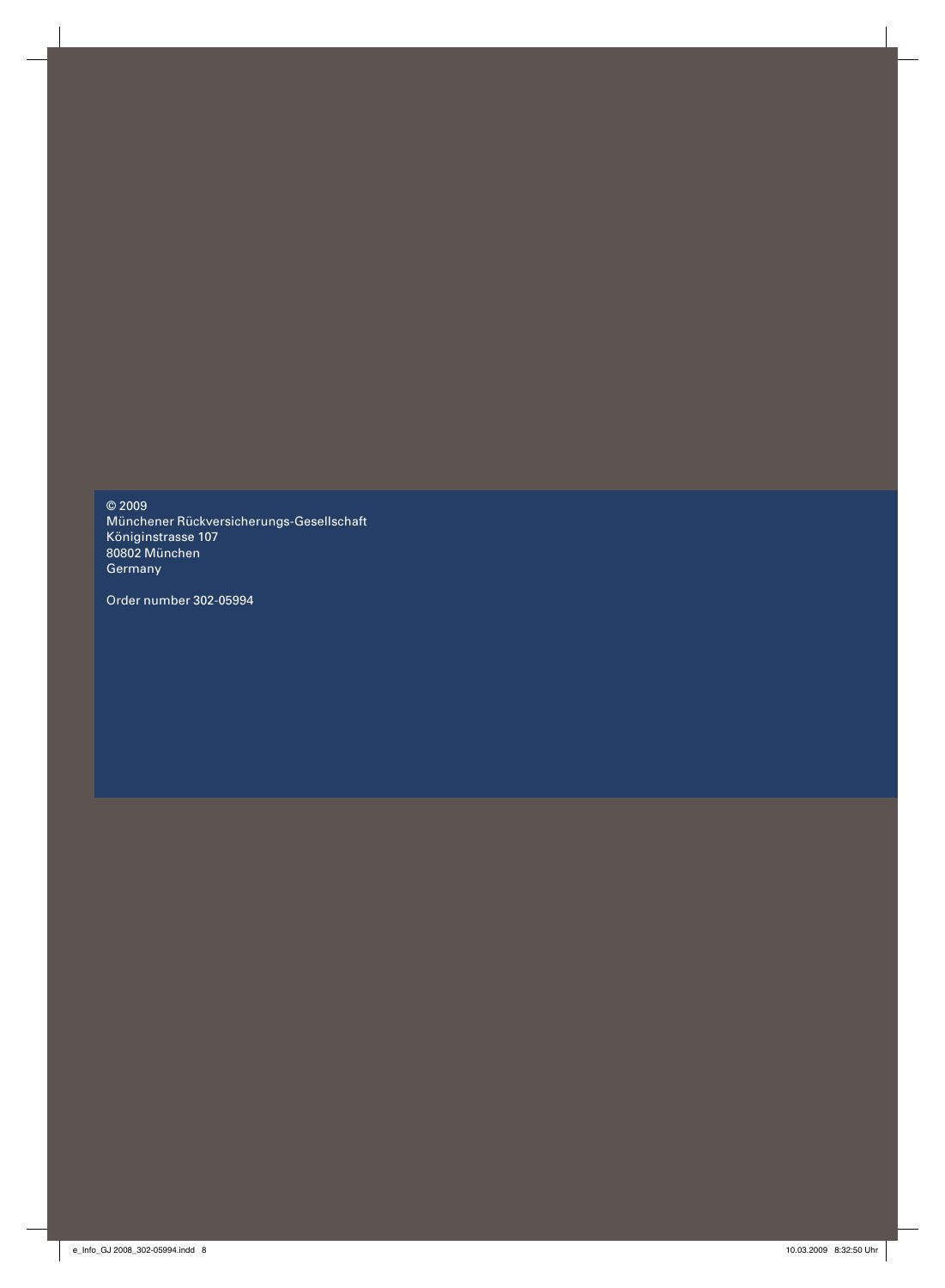© 2009
Münchener Rückversicherungs-Gesellschaft
Königinstrasse 107
80802 München
Germany

Order number 302-05994